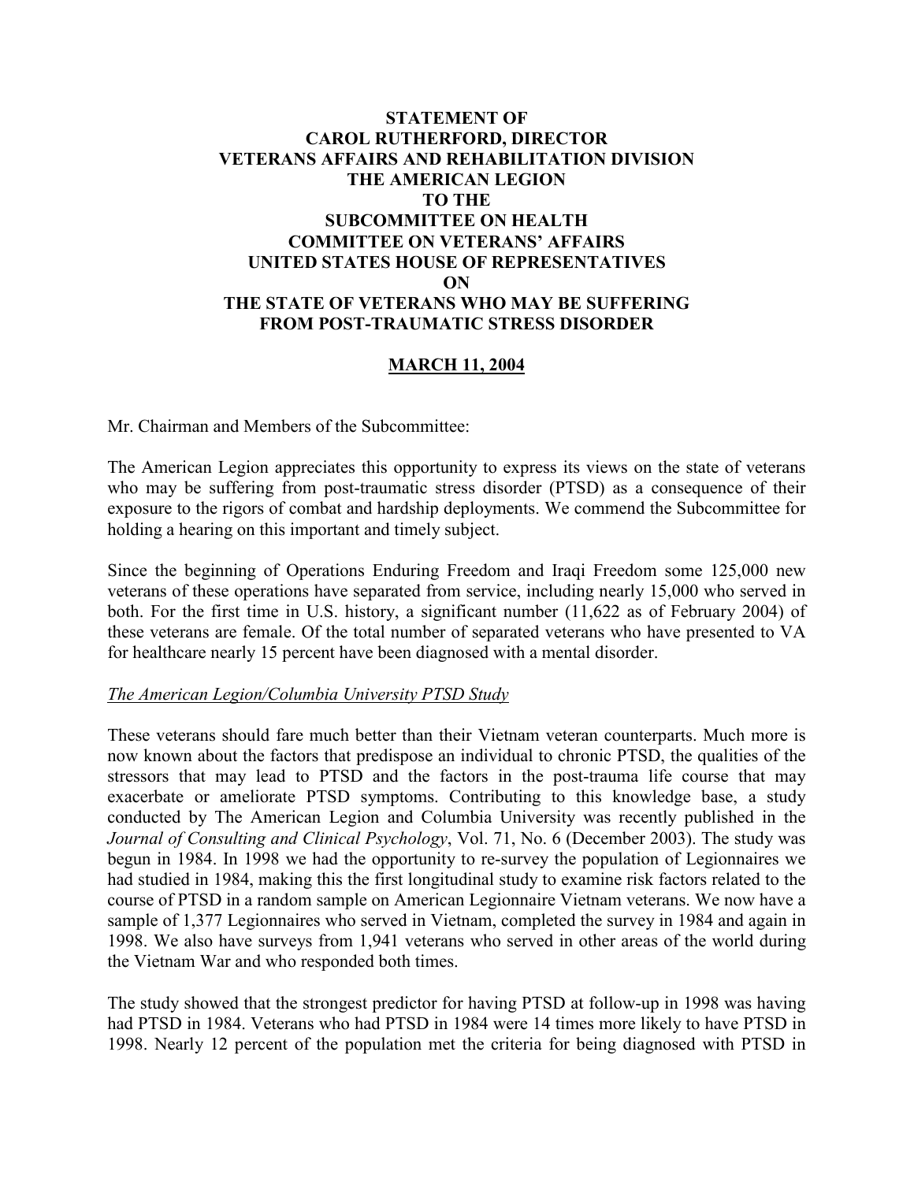**STATEMENT OF**
**CAROL RUTHERFORD, DIRECTOR**
**VETERANS AFFAIRS AND REHABILITATION DIVISION**
**THE AMERICAN LEGION**
**TO THE**
**SUBCOMMITTEE ON HEALTH**
**COMMITTEE ON VETERANS' AFFAIRS**
**UNITED STATES HOUSE OF REPRESENTATIVES**
**ON**
**THE STATE OF VETERANS WHO MAY BE SUFFERING FROM POST-TRAUMATIC STRESS DISORDER**

**MARCH 11, 2004**

Mr. Chairman and Members of the Subcommittee:

The American Legion appreciates this opportunity to express its views on the state of veterans who may be suffering from post-traumatic stress disorder (PTSD) as a consequence of their exposure to the rigors of combat and hardship deployments. We commend the Subcommittee for holding a hearing on this important and timely subject.

Since the beginning of Operations Enduring Freedom and Iraqi Freedom some 125,000 new veterans of these operations have separated from service, including nearly 15,000 who served in both. For the first time in U.S. history, a significant number (11,622 as of February 2004) of these veterans are female. Of the total number of separated veterans who have presented to VA for healthcare nearly 15 percent have been diagnosed with a mental disorder.

*The American Legion/Columbia University PTSD Study*

These veterans should fare much better than their Vietnam veteran counterparts. Much more is now known about the factors that predispose an individual to chronic PTSD, the qualities of the stressors that may lead to PTSD and the factors in the post-trauma life course that may exacerbate or ameliorate PTSD symptoms. Contributing to this knowledge base, a study conducted by The American Legion and Columbia University was recently published in the *Journal of Consulting and Clinical Psychology*, Vol. 71, No. 6 (December 2003). The study was begun in 1984. In 1998 we had the opportunity to re-survey the population of Legionnaires we had studied in 1984, making this the first longitudinal study to examine risk factors related to the course of PTSD in a random sample on American Legionnaire Vietnam veterans. We now have a sample of 1,377 Legionnaires who served in Vietnam, completed the survey in 1984 and again in 1998. We also have surveys from 1,941 veterans who served in other areas of the world during the Vietnam War and who responded both times.

The study showed that the strongest predictor for having PTSD at follow-up in 1998 was having had PTSD in 1984. Veterans who had PTSD in 1984 were 14 times more likely to have PTSD in 1998. Nearly 12 percent of the population met the criteria for being diagnosed with PTSD in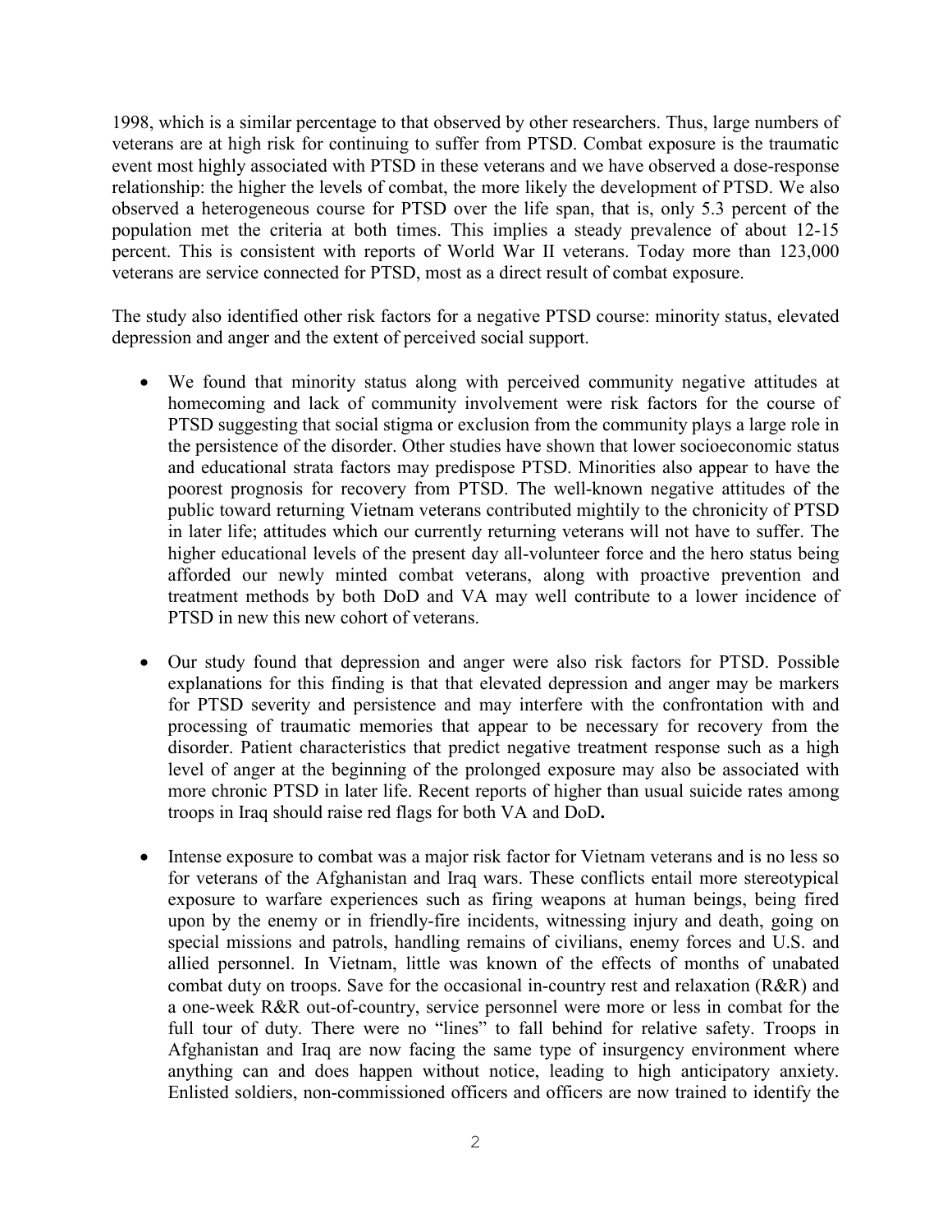1998, which is a similar percentage to that observed by other researchers. Thus, large numbers of veterans are at high risk for continuing to suffer from PTSD. Combat exposure is the traumatic event most highly associated with PTSD in these veterans and we have observed a dose-response relationship: the higher the levels of combat, the more likely the development of PTSD. We also observed a heterogeneous course for PTSD over the life span, that is, only 5.3 percent of the population met the criteria at both times. This implies a steady prevalence of about 12-15 percent. This is consistent with reports of World War II veterans. Today more than 123,000 veterans are service connected for PTSD, most as a direct result of combat exposure.

The study also identified other risk factors for a negative PTSD course: minority status, elevated depression and anger and the extent of perceived social support.

- We found that minority status along with perceived community negative attitudes at homecoming and lack of community involvement were risk factors for the course of PTSD suggesting that social stigma or exclusion from the community plays a large role in the persistence of the disorder. Other studies have shown that lower socioeconomic status and educational strata factors may predispose PTSD. Minorities also appear to have the poorest prognosis for recovery from PTSD. The well-known negative attitudes of the public toward returning Vietnam veterans contributed mightily to the chronicity of PTSD in later life; attitudes which our currently returning veterans will not have to suffer. The higher educational levels of the present day all-volunteer force and the hero status being afforded our newly minted combat veterans, along with proactive prevention and treatment methods by both DoD and VA may well contribute to a lower incidence of PTSD in new this new cohort of veterans.

- Our study found that depression and anger were also risk factors for PTSD. Possible explanations for this finding is that that elevated depression and anger may be markers for PTSD severity and persistence and may interfere with the confrontation with and processing of traumatic memories that appear to be necessary for recovery from the disorder. Patient characteristics that predict negative treatment response such as a high level of anger at the beginning of the prolonged exposure may also be associated with more chronic PTSD in later life. Recent reports of higher than usual suicide rates among troops in Iraq should raise red flags for both VA and DoD**.**

- Intense exposure to combat was a major risk factor for Vietnam veterans and is no less so for veterans of the Afghanistan and Iraq wars. These conflicts entail more stereotypical exposure to warfare experiences such as firing weapons at human beings, being fired upon by the enemy or in friendly-fire incidents, witnessing injury and death, going on special missions and patrols, handling remains of civilians, enemy forces and U.S. and allied personnel. In Vietnam, little was known of the effects of months of unabated combat duty on troops. Save for the occasional in-country rest and relaxation (R&R) and a one-week R&R out-of-country, service personnel were more or less in combat for the full tour of duty. There were no "lines" to fall behind for relative safety. Troops in Afghanistan and Iraq are now facing the same type of insurgency environment where anything can and does happen without notice, leading to high anticipatory anxiety. Enlisted soldiers, non-commissioned officers and officers are now trained to identify the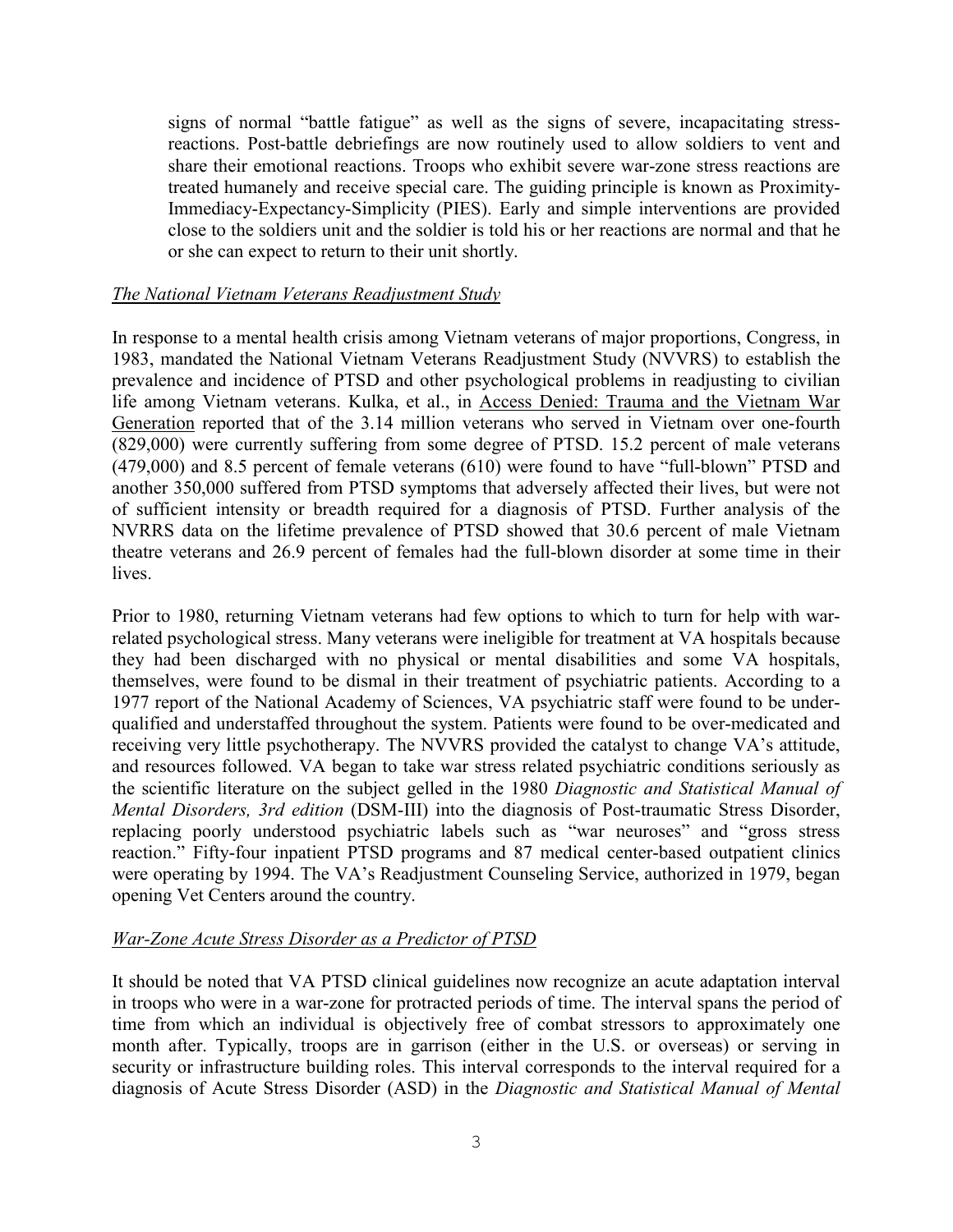signs of normal "battle fatigue" as well as the signs of severe, incapacitating stress-reactions. Post-battle debriefings are now routinely used to allow soldiers to vent and share their emotional reactions. Troops who exhibit severe war-zone stress reactions are treated humanely and receive special care. The guiding principle is known as Proximity-Immediacy-Expectancy-Simplicity (PIES). Early and simple interventions are provided close to the soldiers unit and the soldier is told his or her reactions are normal and that he or she can expect to return to their unit shortly.

*The National Vietnam Veterans Readjustment Study*

In response to a mental health crisis among Vietnam veterans of major proportions, Congress, in 1983, mandated the National Vietnam Veterans Readjustment Study (NVVRS) to establish the prevalence and incidence of PTSD and other psychological problems in readjusting to civilian life among Vietnam veterans. Kulka, et al., in Access Denied: Trauma and the Vietnam War Generation reported that of the 3.14 million veterans who served in Vietnam over one-fourth (829,000) were currently suffering from some degree of PTSD. 15.2 percent of male veterans (479,000) and 8.5 percent of female veterans (610) were found to have "full-blown" PTSD and another 350,000 suffered from PTSD symptoms that adversely affected their lives, but were not of sufficient intensity or breadth required for a diagnosis of PTSD. Further analysis of the NVRRS data on the lifetime prevalence of PTSD showed that 30.6 percent of male Vietnam theatre veterans and 26.9 percent of females had the full-blown disorder at some time in their lives.

Prior to 1980, returning Vietnam veterans had few options to which to turn for help with war-related psychological stress. Many veterans were ineligible for treatment at VA hospitals because they had been discharged with no physical or mental disabilities and some VA hospitals, themselves, were found to be dismal in their treatment of psychiatric patients. According to a 1977 report of the National Academy of Sciences, VA psychiatric staff were found to be under-qualified and understaffed throughout the system. Patients were found to be over-medicated and receiving very little psychotherapy. The NVVRS provided the catalyst to change VA's attitude, and resources followed. VA began to take war stress related psychiatric conditions seriously as the scientific literature on the subject gelled in the 1980 *Diagnostic and Statistical Manual of Mental Disorders, 3rd edition* (DSM-III) into the diagnosis of Post-traumatic Stress Disorder, replacing poorly understood psychiatric labels such as "war neuroses" and "gross stress reaction." Fifty-four inpatient PTSD programs and 87 medical center-based outpatient clinics were operating by 1994. The VA's Readjustment Counseling Service, authorized in 1979, began opening Vet Centers around the country.

*War-Zone Acute Stress Disorder as a Predictor of PTSD*

It should be noted that VA PTSD clinical guidelines now recognize an acute adaptation interval in troops who were in a war-zone for protracted periods of time. The interval spans the period of time from which an individual is objectively free of combat stressors to approximately one month after. Typically, troops are in garrison (either in the U.S. or overseas) or serving in security or infrastructure building roles. This interval corresponds to the interval required for a diagnosis of Acute Stress Disorder (ASD) in the *Diagnostic and Statistical Manual of Mental*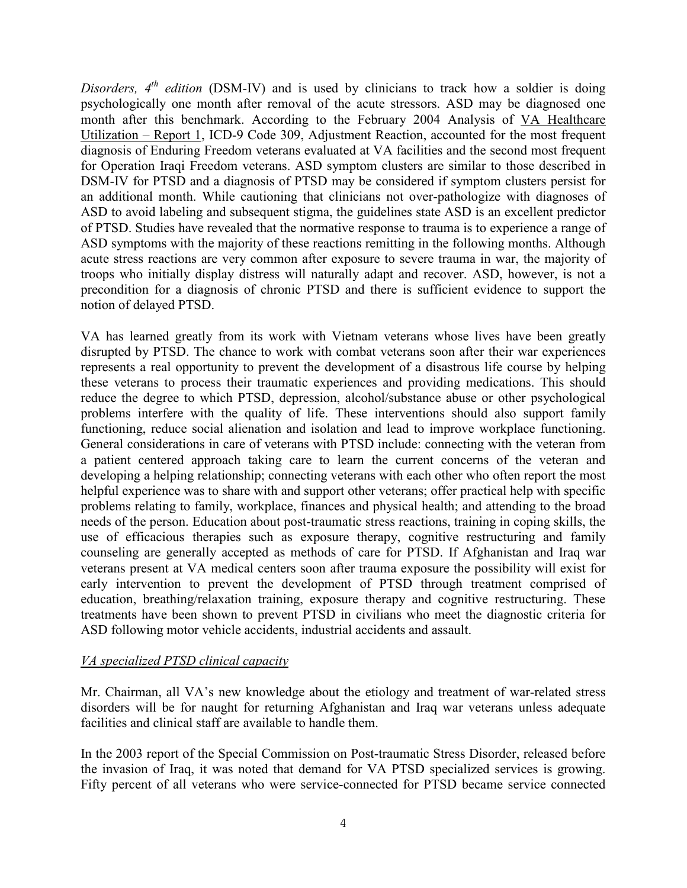*Disorders, 4th edition* (DSM-IV) and is used by clinicians to track how a soldier is doing psychologically one month after removal of the acute stressors. ASD may be diagnosed one month after this benchmark. According to the February 2004 Analysis of VA Healthcare Utilization – Report 1, ICD-9 Code 309, Adjustment Reaction, accounted for the most frequent diagnosis of Enduring Freedom veterans evaluated at VA facilities and the second most frequent for Operation Iraqi Freedom veterans. ASD symptom clusters are similar to those described in DSM-IV for PTSD and a diagnosis of PTSD may be considered if symptom clusters persist for an additional month. While cautioning that clinicians not over-pathologize with diagnoses of ASD to avoid labeling and subsequent stigma, the guidelines state ASD is an excellent predictor of PTSD. Studies have revealed that the normative response to trauma is to experience a range of ASD symptoms with the majority of these reactions remitting in the following months. Although acute stress reactions are very common after exposure to severe trauma in war, the majority of troops who initially display distress will naturally adapt and recover. ASD, however, is not a precondition for a diagnosis of chronic PTSD and there is sufficient evidence to support the notion of delayed PTSD.

VA has learned greatly from its work with Vietnam veterans whose lives have been greatly disrupted by PTSD. The chance to work with combat veterans soon after their war experiences represents a real opportunity to prevent the development of a disastrous life course by helping these veterans to process their traumatic experiences and providing medications. This should reduce the degree to which PTSD, depression, alcohol/substance abuse or other psychological problems interfere with the quality of life. These interventions should also support family functioning, reduce social alienation and isolation and lead to improve workplace functioning. General considerations in care of veterans with PTSD include: connecting with the veteran from a patient centered approach taking care to learn the current concerns of the veteran and developing a helping relationship; connecting veterans with each other who often report the most helpful experience was to share with and support other veterans; offer practical help with specific problems relating to family, workplace, finances and physical health; and attending to the broad needs of the person. Education about post-traumatic stress reactions, training in coping skills, the use of efficacious therapies such as exposure therapy, cognitive restructuring and family counseling are generally accepted as methods of care for PTSD. If Afghanistan and Iraq war veterans present at VA medical centers soon after trauma exposure the possibility will exist for early intervention to prevent the development of PTSD through treatment comprised of education, breathing/relaxation training, exposure therapy and cognitive restructuring. These treatments have been shown to prevent PTSD in civilians who meet the diagnostic criteria for ASD following motor vehicle accidents, industrial accidents and assault.

*VA specialized PTSD clinical capacity*

Mr. Chairman, all VA's new knowledge about the etiology and treatment of war-related stress disorders will be for naught for returning Afghanistan and Iraq war veterans unless adequate facilities and clinical staff are available to handle them.

In the 2003 report of the Special Commission on Post-traumatic Stress Disorder, released before the invasion of Iraq, it was noted that demand for VA PTSD specialized services is growing. Fifty percent of all veterans who were service-connected for PTSD became service connected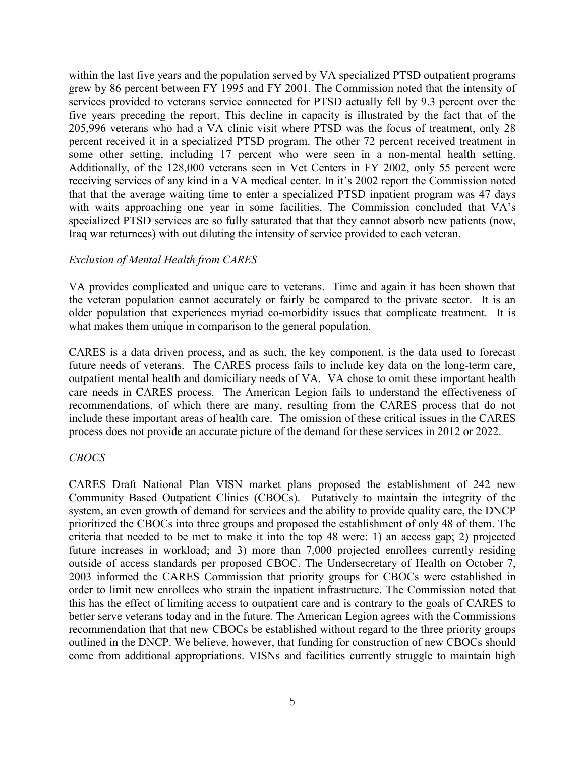within the last five years and the population served by VA specialized PTSD outpatient programs grew by 86 percent between FY 1995 and FY 2001. The Commission noted that the intensity of services provided to veterans service connected for PTSD actually fell by 9.3 percent over the five years preceding the report. This decline in capacity is illustrated by the fact that of the 205,996 veterans who had a VA clinic visit where PTSD was the focus of treatment, only 28 percent received it in a specialized PTSD program. The other 72 percent received treatment in some other setting, including 17 percent who were seen in a non-mental health setting. Additionally, of the 128,000 veterans seen in Vet Centers in FY 2002, only 55 percent were receiving services of any kind in a VA medical center. In it's 2002 report the Commission noted that that the average waiting time to enter a specialized PTSD inpatient program was 47 days with waits approaching one year in some facilities. The Commission concluded that VA's specialized PTSD services are so fully saturated that that they cannot absorb new patients (now, Iraq war returnees) with out diluting the intensity of service provided to each veteran.

*Exclusion of Mental Health from CARES*

VA provides complicated and unique care to veterans. Time and again it has been shown that the veteran population cannot accurately or fairly be compared to the private sector. It is an older population that experiences myriad co-morbidity issues that complicate treatment. It is what makes them unique in comparison to the general population.

CARES is a data driven process, and as such, the key component, is the data used to forecast future needs of veterans. The CARES process fails to include key data on the long-term care, outpatient mental health and domiciliary needs of VA. VA chose to omit these important health care needs in CARES process. The American Legion fails to understand the effectiveness of recommendations, of which there are many, resulting from the CARES process that do not include these important areas of health care. The omission of these critical issues in the CARES process does not provide an accurate picture of the demand for these services in 2012 or 2022.

*CBOCS*

CARES Draft National Plan VISN market plans proposed the establishment of 242 new Community Based Outpatient Clinics (CBOCs). Putatively to maintain the integrity of the system, an even growth of demand for services and the ability to provide quality care, the DNCP prioritized the CBOCs into three groups and proposed the establishment of only 48 of them. The criteria that needed to be met to make it into the top 48 were: 1) an access gap; 2) projected future increases in workload; and 3) more than 7,000 projected enrollees currently residing outside of access standards per proposed CBOC. The Undersecretary of Health on October 7, 2003 informed the CARES Commission that priority groups for CBOCs were established in order to limit new enrollees who strain the inpatient infrastructure. The Commission noted that this has the effect of limiting access to outpatient care and is contrary to the goals of CARES to better serve veterans today and in the future. The American Legion agrees with the Commissions recommendation that that new CBOCs be established without regard to the three priority groups outlined in the DNCP. We believe, however, that funding for construction of new CBOCs should come from additional appropriations. VISNs and facilities currently struggle to maintain high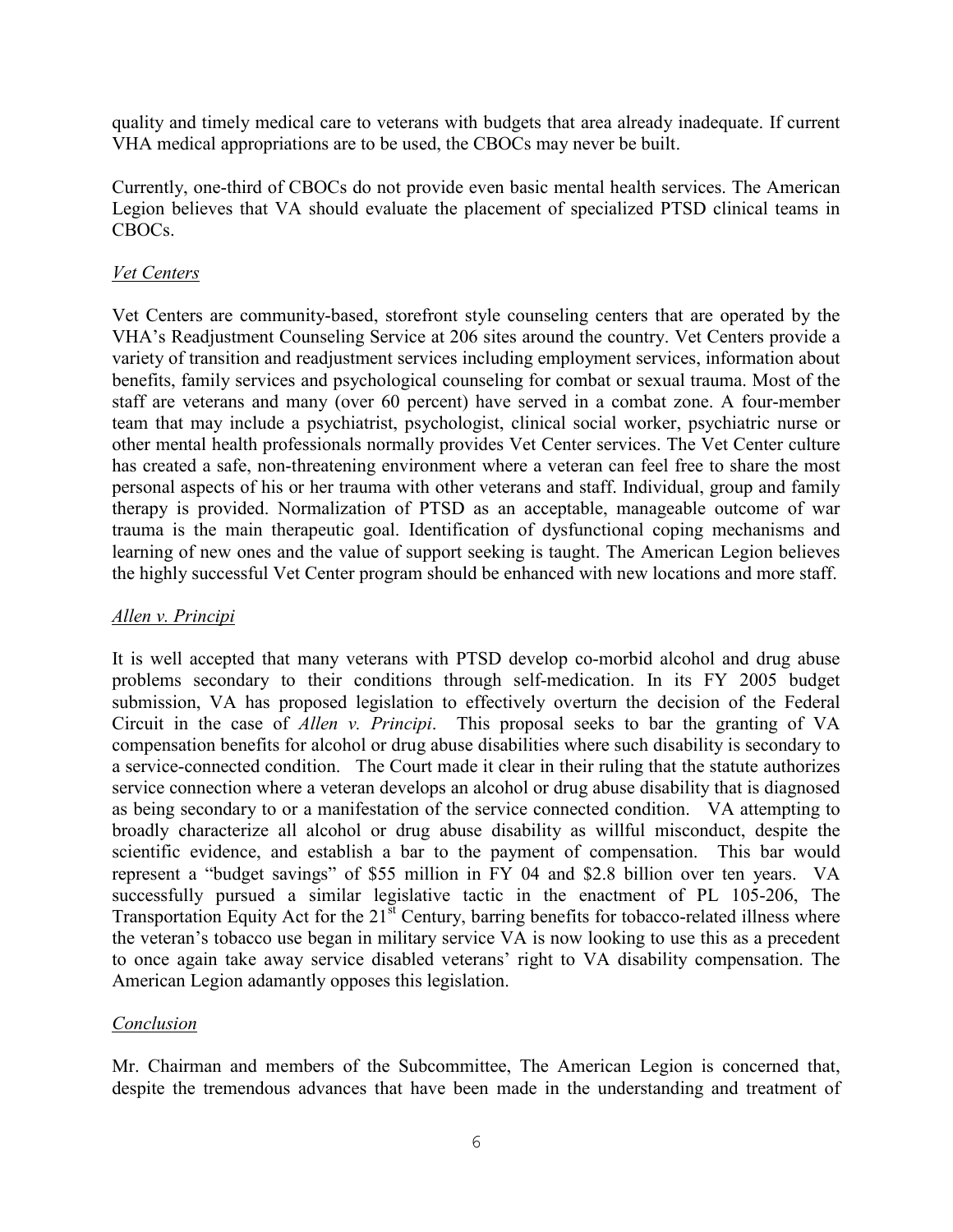quality and timely medical care to veterans with budgets that area already inadequate. If current VHA medical appropriations are to be used, the CBOCs may never be built.

Currently, one-third of CBOCs do not provide even basic mental health services. The American Legion believes that VA should evaluate the placement of specialized PTSD clinical teams in CBOCs.

*Vet Centers*

Vet Centers are community-based, storefront style counseling centers that are operated by the VHA's Readjustment Counseling Service at 206 sites around the country. Vet Centers provide a variety of transition and readjustment services including employment services, information about benefits, family services and psychological counseling for combat or sexual trauma. Most of the staff are veterans and many (over 60 percent) have served in a combat zone. A four-member team that may include a psychiatrist, psychologist, clinical social worker, psychiatric nurse or other mental health professionals normally provides Vet Center services. The Vet Center culture has created a safe, non-threatening environment where a veteran can feel free to share the most personal aspects of his or her trauma with other veterans and staff. Individual, group and family therapy is provided. Normalization of PTSD as an acceptable, manageable outcome of war trauma is the main therapeutic goal. Identification of dysfunctional coping mechanisms and learning of new ones and the value of support seeking is taught. The American Legion believes the highly successful Vet Center program should be enhanced with new locations and more staff.

*Allen v. Principi*

It is well accepted that many veterans with PTSD develop co-morbid alcohol and drug abuse problems secondary to their conditions through self-medication. In its FY 2005 budget submission, VA has proposed legislation to effectively overturn the decision of the Federal Circuit in the case of *Allen v. Principi*. This proposal seeks to bar the granting of VA compensation benefits for alcohol or drug abuse disabilities where such disability is secondary to a service-connected condition. The Court made it clear in their ruling that the statute authorizes service connection where a veteran develops an alcohol or drug abuse disability that is diagnosed as being secondary to or a manifestation of the service connected condition. VA attempting to broadly characterize all alcohol or drug abuse disability as willful misconduct, despite the scientific evidence, and establish a bar to the payment of compensation. This bar would represent a "budget savings" of $55 million in FY 04 and $2.8 billion over ten years. VA successfully pursued a similar legislative tactic in the enactment of PL 105-206, The Transportation Equity Act for the 21st Century, barring benefits for tobacco-related illness where the veteran's tobacco use began in military service VA is now looking to use this as a precedent to once again take away service disabled veterans' right to VA disability compensation. The American Legion adamantly opposes this legislation.

*Conclusion*

Mr. Chairman and members of the Subcommittee, The American Legion is concerned that, despite the tremendous advances that have been made in the understanding and treatment of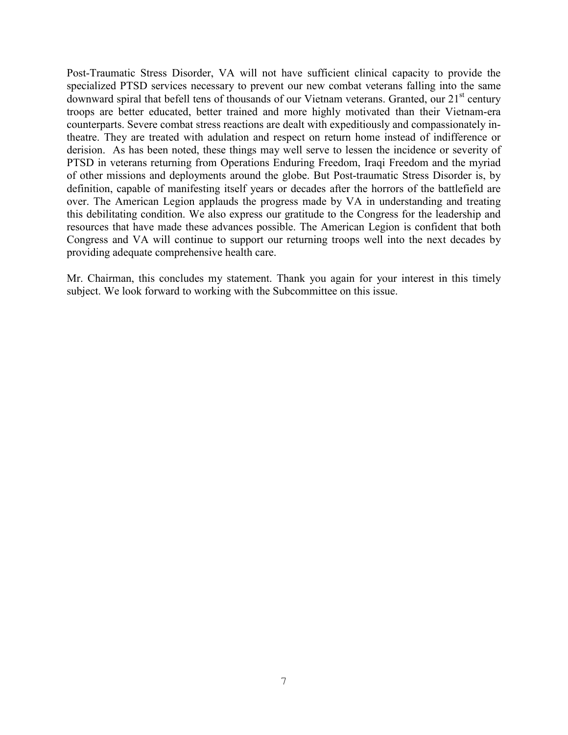Post-Traumatic Stress Disorder, VA will not have sufficient clinical capacity to provide the specialized PTSD services necessary to prevent our new combat veterans falling into the same downward spiral that befell tens of thousands of our Vietnam veterans. Granted, our 21st century troops are better educated, better trained and more highly motivated than their Vietnam-era counterparts. Severe combat stress reactions are dealt with expeditiously and compassionately in-theatre. They are treated with adulation and respect on return home instead of indifference or derision. As has been noted, these things may well serve to lessen the incidence or severity of PTSD in veterans returning from Operations Enduring Freedom, Iraqi Freedom and the myriad of other missions and deployments around the globe. But Post-traumatic Stress Disorder is, by definition, capable of manifesting itself years or decades after the horrors of the battlefield are over. The American Legion applauds the progress made by VA in understanding and treating this debilitating condition. We also express our gratitude to the Congress for the leadership and resources that have made these advances possible. The American Legion is confident that both Congress and VA will continue to support our returning troops well into the next decades by providing adequate comprehensive health care.

Mr. Chairman, this concludes my statement. Thank you again for your interest in this timely subject. We look forward to working with the Subcommittee on this issue.